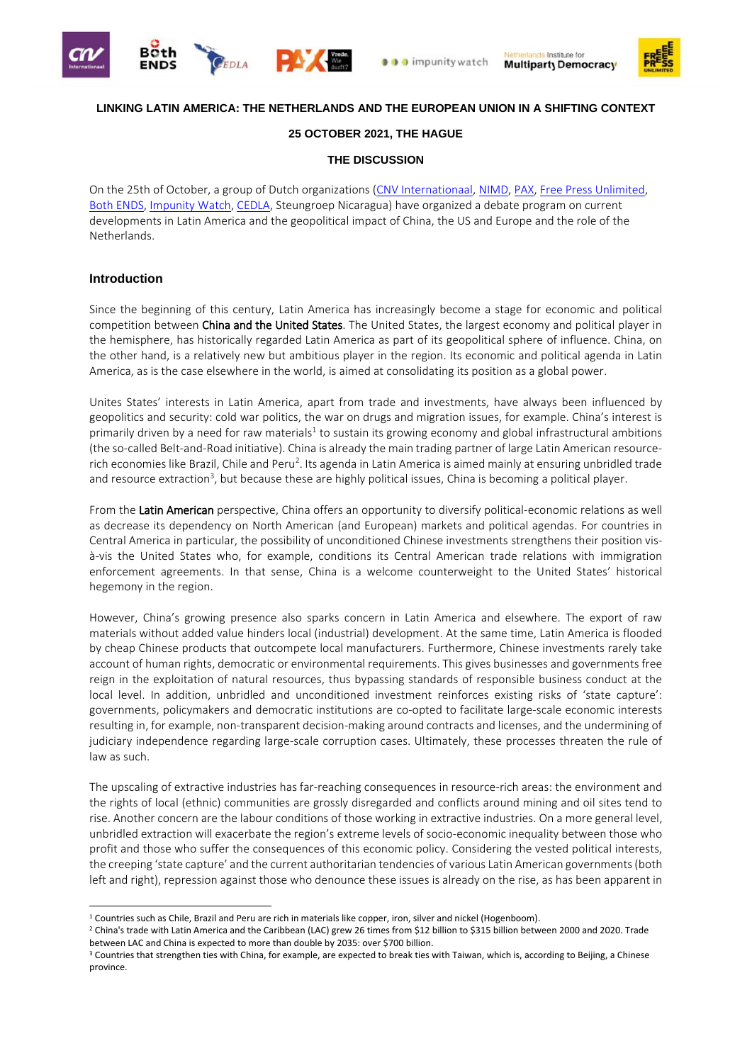**LINKING LATIN AMERICA: THE NETHERLANDS AND THE EUROPEAN UNION IN A SHIFTING CONTEXT**

**25 OCTOBER 2021, THE HAGUE**

**THE DISCUSSION**

On the 25th of October, a group of Dutch organizations (CNV Internationaal, NIMD, PAX, Free Press Unlimited, Both ENDS, Impunity Watch, CEDLA, Steungroep Nicaragua) have organized a debate program on current developments in Latin America and the geopolitical impact of China, the US and Europe and the role of the Netherlands.

## Introduction

Since the beginning of this century, Latin America has increasingly become a stage for economic and political competition between China and the United States. The United States, the largest economy and political player in the hemisphere, has historically regarded Latin America as part of its geopolitical sphere of influence. China, on the other hand, is a relatively new but ambitious player in the region. Its economic and political agenda in Latin America, as is the case elsewhere in the world, is aimed at consolidating its position as a global power.

Unites States' interests in Latin America, apart from trade and investments, have always been influenced by geopolitics and security: cold war politics, the war on drugs and migration issues, for example. China's interest is primarily driven by a need for raw materials[1] to sustain its growing economy and global infrastructural ambitions (the so-called Belt-and-Road initiative). China is already the main trading partner of large Latin American resource-rich economies like Brazil, Chile and Peru[2]. Its agenda in Latin America is aimed mainly at ensuring unbridled trade and resource extraction[3], but because these are highly political issues, China is becoming a political player.

From the Latin American perspective, China offers an opportunity to diversify political-economic relations as well as decrease its dependency on North American (and European) markets and political agendas. For countries in Central America in particular, the possibility of unconditioned Chinese investments strengthens their position vis-à-vis the United States who, for example, conditions its Central American trade relations with immigration enforcement agreements. In that sense, China is a welcome counterweight to the United States' historical hegemony in the region.

However, China's growing presence also sparks concern in Latin America and elsewhere. The export of raw materials without added value hinders local (industrial) development. At the same time, Latin America is flooded by cheap Chinese products that outcompete local manufacturers. Furthermore, Chinese investments rarely take account of human rights, democratic or environmental requirements. This gives businesses and governments free reign in the exploitation of natural resources, thus bypassing standards of responsible business conduct at the local level. In addition, unbridled and unconditioned investment reinforces existing risks of 'state capture': governments, policymakers and democratic institutions are co-opted to facilitate large-scale economic interests resulting in, for example, non-transparent decision-making around contracts and licenses, and the undermining of judiciary independence regarding large-scale corruption cases. Ultimately, these processes threaten the rule of law as such.

The upscaling of extractive industries has far-reaching consequences in resource-rich areas: the environment and the rights of local (ethnic) communities are grossly disregarded and conflicts around mining and oil sites tend to rise. Another concern are the labour conditions of those working in extractive industries. On a more general level, unbridled extraction will exacerbate the region's extreme levels of socio-economic inequality between those who profit and those who suffer the consequences of this economic policy. Considering the vested political interests, the creeping 'state capture' and the current authoritarian tendencies of various Latin American governments (both left and right), repression against those who denounce these issues is already on the rise, as has been apparent in

---

[1] Countries such as Chile, Brazil and Peru are rich in materials like copper, iron, silver and nickel (Hogenboom).

[2] China's trade with Latin America and the Caribbean (LAC) grew 26 times from $12 billion to $315 billion between 2000 and 2020. Trade between LAC and China is expected to more than double by 2035: over $700 billion.

[3] Countries that strengthen ties with China, for example, are expected to break ties with Taiwan, which is, according to Beijing, a Chinese province.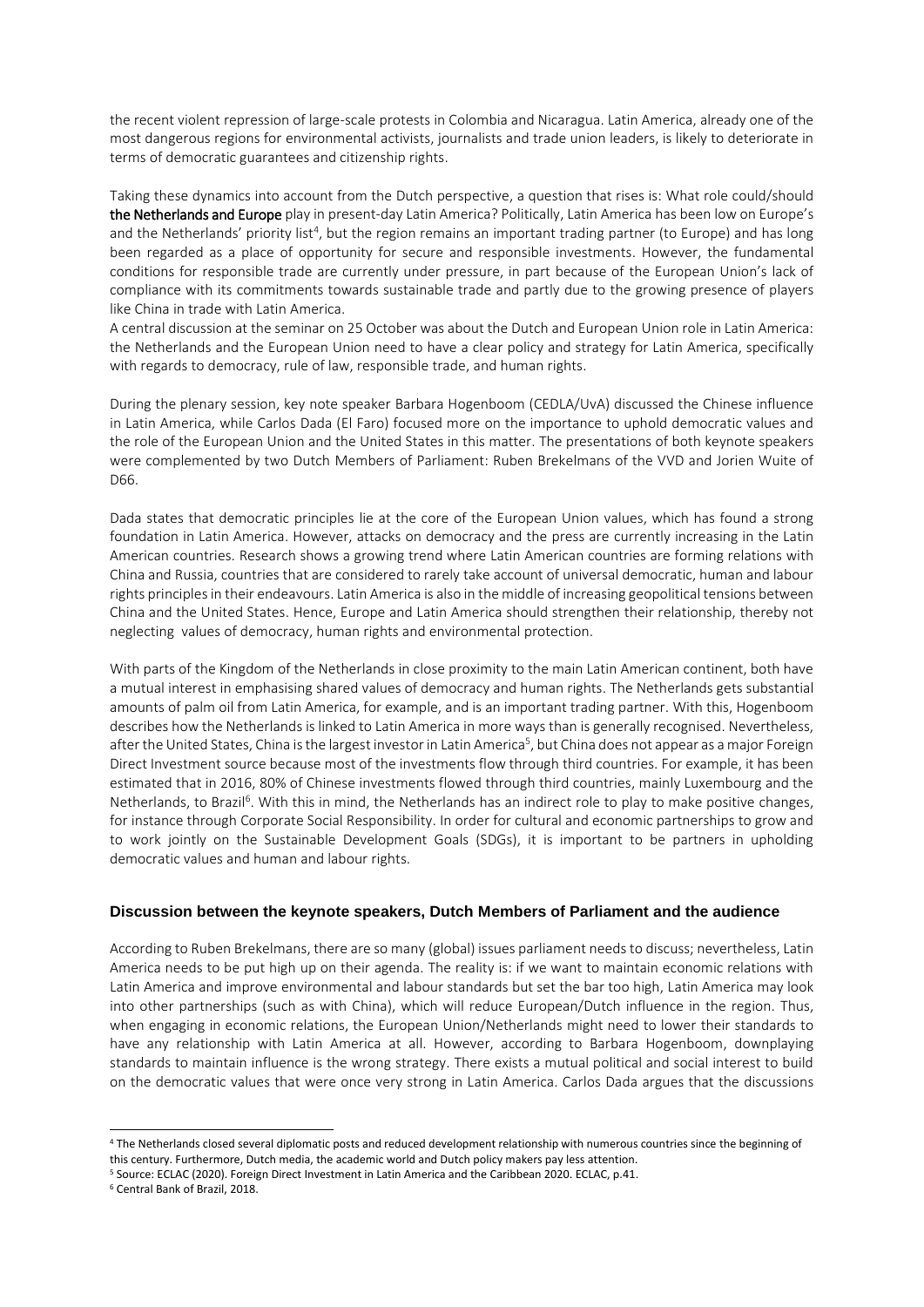the recent violent repression of large-scale protests in Colombia and Nicaragua. Latin America, already one of the most dangerous regions for environmental activists, journalists and trade union leaders, is likely to deteriorate in terms of democratic guarantees and citizenship rights.

Taking these dynamics into account from the Dutch perspective, a question that rises is: What role could/should the Netherlands and Europe play in present-day Latin America? Politically, Latin America has been low on Europe's and the Netherlands' priority list[4], but the region remains an important trading partner (to Europe) and has long been regarded as a place of opportunity for secure and responsible investments. However, the fundamental conditions for responsible trade are currently under pressure, in part because of the European Union's lack of compliance with its commitments towards sustainable trade and partly due to the growing presence of players like China in trade with Latin America.

A central discussion at the seminar on 25 October was about the Dutch and European Union role in Latin America: the Netherlands and the European Union need to have a clear policy and strategy for Latin America, specifically with regards to democracy, rule of law, responsible trade, and human rights.

During the plenary session, key note speaker Barbara Hogenboom (CEDLA/UvA) discussed the Chinese influence in Latin America, while Carlos Dada (El Faro) focused more on the importance to uphold democratic values and the role of the European Union and the United States in this matter. The presentations of both keynote speakers were complemented by two Dutch Members of Parliament: Ruben Brekelmans of the VVD and Jorien Wuite of D66.

Dada states that democratic principles lie at the core of the European Union values, which has found a strong foundation in Latin America. However, attacks on democracy and the press are currently increasing in the Latin American countries. Research shows a growing trend where Latin American countries are forming relations with China and Russia, countries that are considered to rarely take account of universal democratic, human and labour rights principles in their endeavours. Latin America is also in the middle of increasing geopolitical tensions between China and the United States. Hence, Europe and Latin America should strengthen their relationship, thereby not neglecting values of democracy, human rights and environmental protection.

With parts of the Kingdom of the Netherlands in close proximity to the main Latin American continent, both have a mutual interest in emphasising shared values of democracy and human rights. The Netherlands gets substantial amounts of palm oil from Latin America, for example, and is an important trading partner. With this, Hogenboom describes how the Netherlands is linked to Latin America in more ways than is generally recognised. Nevertheless, after the United States, China is the largest investor in Latin America[5], but China does not appear as a major Foreign Direct Investment source because most of the investments flow through third countries. For example, it has been estimated that in 2016, 80% of Chinese investments flowed through third countries, mainly Luxembourg and the Netherlands, to Brazil[6]. With this in mind, the Netherlands has an indirect role to play to make positive changes, for instance through Corporate Social Responsibility. In order for cultural and economic partnerships to grow and to work jointly on the Sustainable Development Goals (SDGs), it is important to be partners in upholding democratic values and human and labour rights.

### Discussion between the keynote speakers, Dutch Members of Parliament and the audience

According to Ruben Brekelmans, there are so many (global) issues parliament needs to discuss; nevertheless, Latin America needs to be put high up on their agenda. The reality is: if we want to maintain economic relations with Latin America and improve environmental and labour standards but set the bar too high, Latin America may look into other partnerships (such as with China), which will reduce European/Dutch influence in the region. Thus, when engaging in economic relations, the European Union/Netherlands might need to lower their standards to have any relationship with Latin America at all. However, according to Barbara Hogenboom, downplaying standards to maintain influence is the wrong strategy. There exists a mutual political and social interest to build on the democratic values that were once very strong in Latin America. Carlos Dada argues that the discussions

---

[4] The Netherlands closed several diplomatic posts and reduced development relationship with numerous countries since the beginning of this century. Furthermore, Dutch media, the academic world and Dutch policy makers pay less attention.

[5] Source: ECLAC (2020). Foreign Direct Investment in Latin America and the Caribbean 2020. ECLAC, p.41.

[6] Central Bank of Brazil, 2018.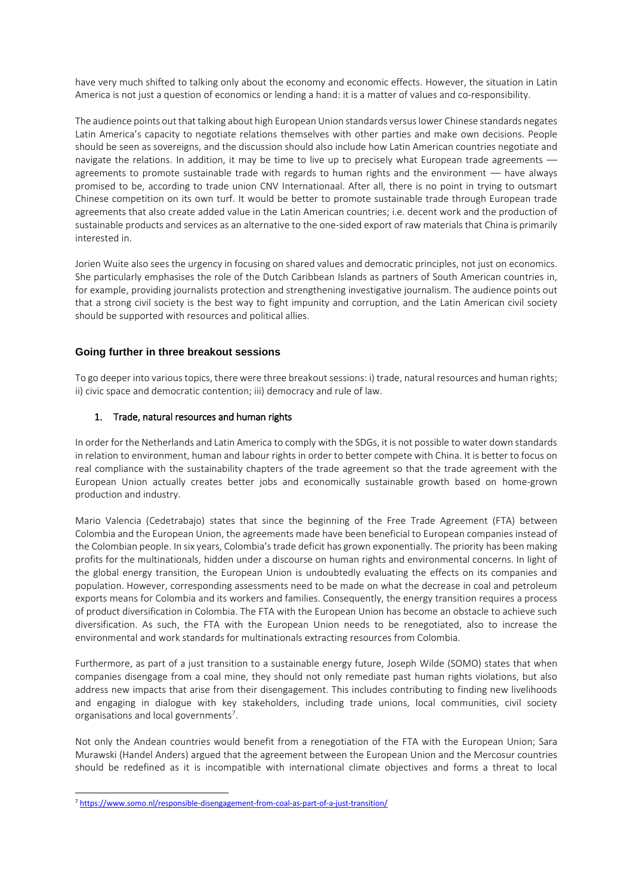have very much shifted to talking only about the economy and economic effects. However, the situation in Latin America is not just a question of economics or lending a hand: it is a matter of values and co-responsibility.

The audience points out that talking about high European Union standards versus lower Chinese standards negates Latin America's capacity to negotiate relations themselves with other parties and make own decisions. People should be seen as sovereigns, and the discussion should also include how Latin American countries negotiate and navigate the relations. In addition, it may be time to live up to precisely what European trade agreements — agreements to promote sustainable trade with regards to human rights and the environment — have always promised to be, according to trade union CNV Internationaal. After all, there is no point in trying to outsmart Chinese competition on its own turf. It would be better to promote sustainable trade through European trade agreements that also create added value in the Latin American countries; i.e. decent work and the production of sustainable products and services as an alternative to the one-sided export of raw materials that China is primarily interested in.

Jorien Wuite also sees the urgency in focusing on shared values and democratic principles, not just on economics. She particularly emphasises the role of the Dutch Caribbean Islands as partners of South American countries in, for example, providing journalists protection and strengthening investigative journalism. The audience points out that a strong civil society is the best way to fight impunity and corruption, and the Latin American civil society should be supported with resources and political allies.

## Going further in three breakout sessions

To go deeper into various topics, there were three breakout sessions: i) trade, natural resources and human rights; ii) civic space and democratic contention; iii) democracy and rule of law.

### 1. Trade, natural resources and human rights

In order for the Netherlands and Latin America to comply with the SDGs, it is not possible to water down standards in relation to environment, human and labour rights in order to better compete with China. It is better to focus on real compliance with the sustainability chapters of the trade agreement so that the trade agreement with the European Union actually creates better jobs and economically sustainable growth based on home-grown production and industry.

Mario Valencia (Cedetrabajo) states that since the beginning of the Free Trade Agreement (FTA) between Colombia and the European Union, the agreements made have been beneficial to European companies instead of the Colombian people. In six years, Colombia's trade deficit has grown exponentially. The priority has been making profits for the multinationals, hidden under a discourse on human rights and environmental concerns. In light of the global energy transition, the European Union is undoubtedly evaluating the effects on its companies and population. However, corresponding assessments need to be made on what the decrease in coal and petroleum exports means for Colombia and its workers and families. Consequently, the energy transition requires a process of product diversification in Colombia. The FTA with the European Union has become an obstacle to achieve such diversification. As such, the FTA with the European Union needs to be renegotiated, also to increase the environmental and work standards for multinationals extracting resources from Colombia.

Furthermore, as part of a just transition to a sustainable energy future, Joseph Wilde (SOMO) states that when companies disengage from a coal mine, they should not only remediate past human rights violations, but also address new impacts that arise from their disengagement. This includes contributing to finding new livelihoods and engaging in dialogue with key stakeholders, including trade unions, local communities, civil society organisations and local governments[7].

Not only the Andean countries would benefit from a renegotiation of the FTA with the European Union; Sara Murawski (Handel Anders) argued that the agreement between the European Union and the Mercosur countries should be redefined as it is incompatible with international climate objectives and forms a threat to local

[7] https://www.somo.nl/responsible-disengagement-from-coal-as-part-of-a-just-transition/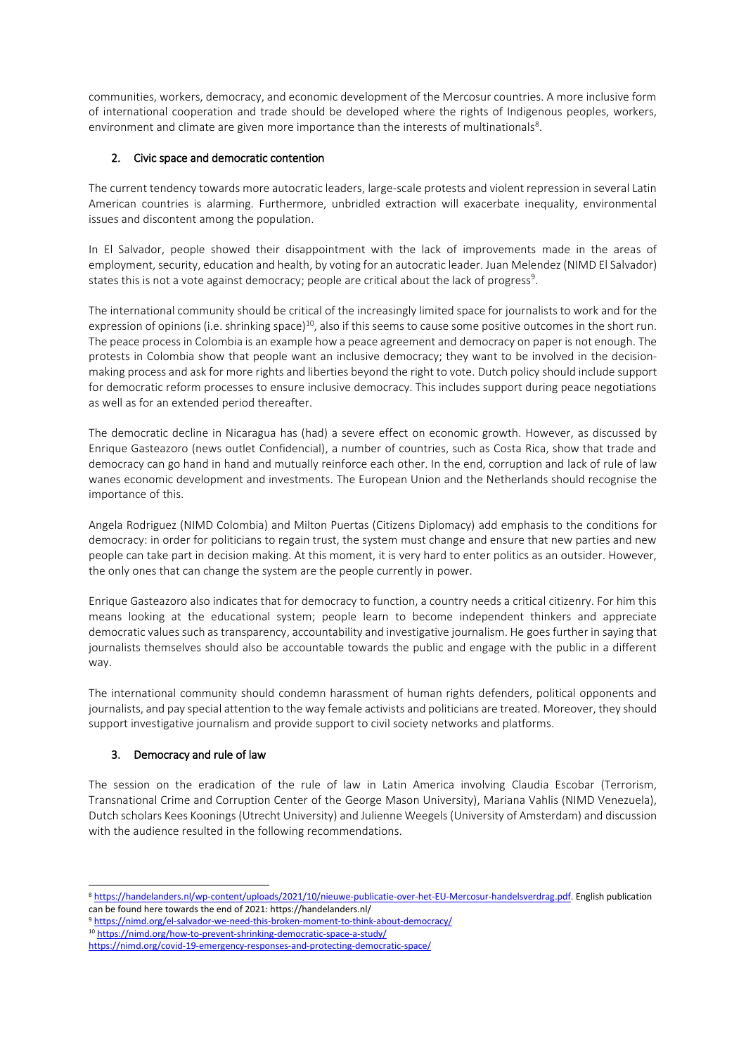communities, workers, democracy, and economic development of the Mercosur countries. A more inclusive form of international cooperation and trade should be developed where the rights of Indigenous peoples, workers, environment and climate are given more importance than the interests of multinationals[8].

## 2. Civic space and democratic contention

The current tendency towards more autocratic leaders, large-scale protests and violent repression in several Latin American countries is alarming. Furthermore, unbridled extraction will exacerbate inequality, environmental issues and discontent among the population.

In El Salvador, people showed their disappointment with the lack of improvements made in the areas of employment, security, education and health, by voting for an autocratic leader. Juan Melendez (NIMD El Salvador) states this is not a vote against democracy; people are critical about the lack of progress[9].

The international community should be critical of the increasingly limited space for journalists to work and for the expression of opinions (i.e. shrinking space)[10], also if this seems to cause some positive outcomes in the short run. The peace process in Colombia is an example how a peace agreement and democracy on paper is not enough. The protests in Colombia show that people want an inclusive democracy; they want to be involved in the decision-making process and ask for more rights and liberties beyond the right to vote. Dutch policy should include support for democratic reform processes to ensure inclusive democracy. This includes support during peace negotiations as well as for an extended period thereafter.

The democratic decline in Nicaragua has (had) a severe effect on economic growth. However, as discussed by Enrique Gasteazoro (news outlet Confidencial), a number of countries, such as Costa Rica, show that trade and democracy can go hand in hand and mutually reinforce each other. In the end, corruption and lack of rule of law wanes economic development and investments. The European Union and the Netherlands should recognise the importance of this.

Angela Rodriguez (NIMD Colombia) and Milton Puertas (Citizens Diplomacy) add emphasis to the conditions for democracy: in order for politicians to regain trust, the system must change and ensure that new parties and new people can take part in decision making. At this moment, it is very hard to enter politics as an outsider. However, the only ones that can change the system are the people currently in power.

Enrique Gasteazoro also indicates that for democracy to function, a country needs a critical citizenry. For him this means looking at the educational system; people learn to become independent thinkers and appreciate democratic values such as transparency, accountability and investigative journalism. He goes further in saying that journalists themselves should also be accountable towards the public and engage with the public in a different way.

The international community should condemn harassment of human rights defenders, political opponents and journalists, and pay special attention to the way female activists and politicians are treated. Moreover, they should support investigative journalism and provide support to civil society networks and platforms.

## 3. Democracy and rule of law

The session on the eradication of the rule of law in Latin America involving Claudia Escobar (Terrorism, Transnational Crime and Corruption Center of the George Mason University), Mariana Vahlis (NIMD Venezuela), Dutch scholars Kees Koonings (Utrecht University) and Julienne Weegels (University of Amsterdam) and discussion with the audience resulted in the following recommendations.

---

[8] https://handelanders.nl/wp-content/uploads/2021/10/nieuwe-publicatie-over-het-EU-Mercosur-handelsverdrag.pdf. English publication can be found here towards the end of 2021: https://handelanders.nl/

[9] https://nimd.org/el-salvador-we-need-this-broken-moment-to-think-about-democracy/

[10] https://nimd.org/how-to-prevent-shrinking-democratic-space-a-study/
https://nimd.org/covid-19-emergency-responses-and-protecting-democratic-space/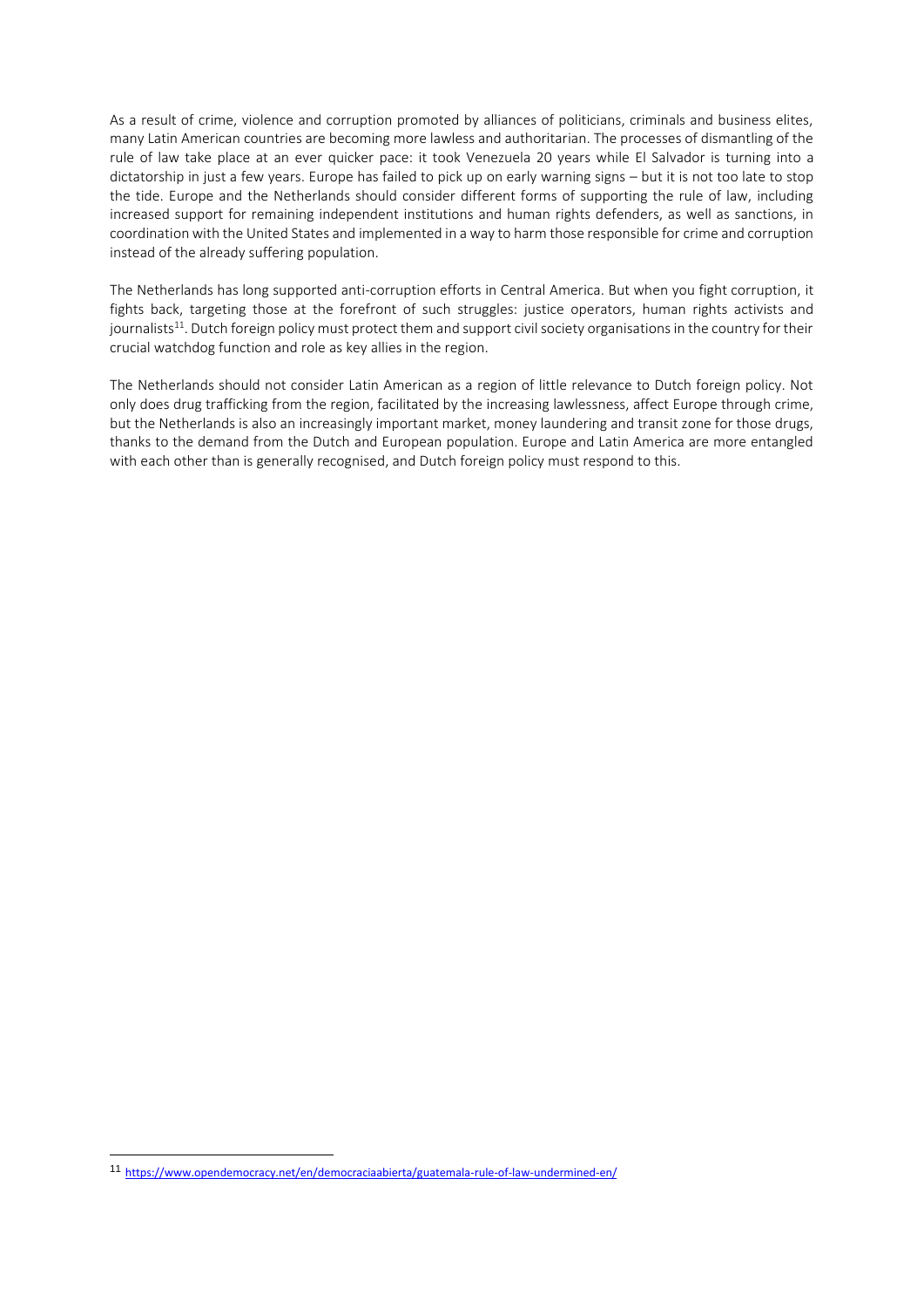As a result of crime, violence and corruption promoted by alliances of politicians, criminals and business elites, many Latin American countries are becoming more lawless and authoritarian. The processes of dismantling of the rule of law take place at an ever quicker pace: it took Venezuela 20 years while El Salvador is turning into a dictatorship in just a few years. Europe has failed to pick up on early warning signs – but it is not too late to stop the tide. Europe and the Netherlands should consider different forms of supporting the rule of law, including increased support for remaining independent institutions and human rights defenders, as well as sanctions, in coordination with the United States and implemented in a way to harm those responsible for crime and corruption instead of the already suffering population.

The Netherlands has long supported anti-corruption efforts in Central America. But when you fight corruption, it fights back, targeting those at the forefront of such struggles: justice operators, human rights activists and journalists[11]. Dutch foreign policy must protect them and support civil society organisations in the country for their crucial watchdog function and role as key allies in the region.

The Netherlands should not consider Latin American as a region of little relevance to Dutch foreign policy. Not only does drug trafficking from the region, facilitated by the increasing lawlessness, affect Europe through crime, but the Netherlands is also an increasingly important market, money laundering and transit zone for those drugs, thanks to the demand from the Dutch and European population. Europe and Latin America are more entangled with each other than is generally recognised, and Dutch foreign policy must respond to this.

---

[11] https://www.opendemocracy.net/en/democraciaabierta/guatemala-rule-of-law-undermined-en/